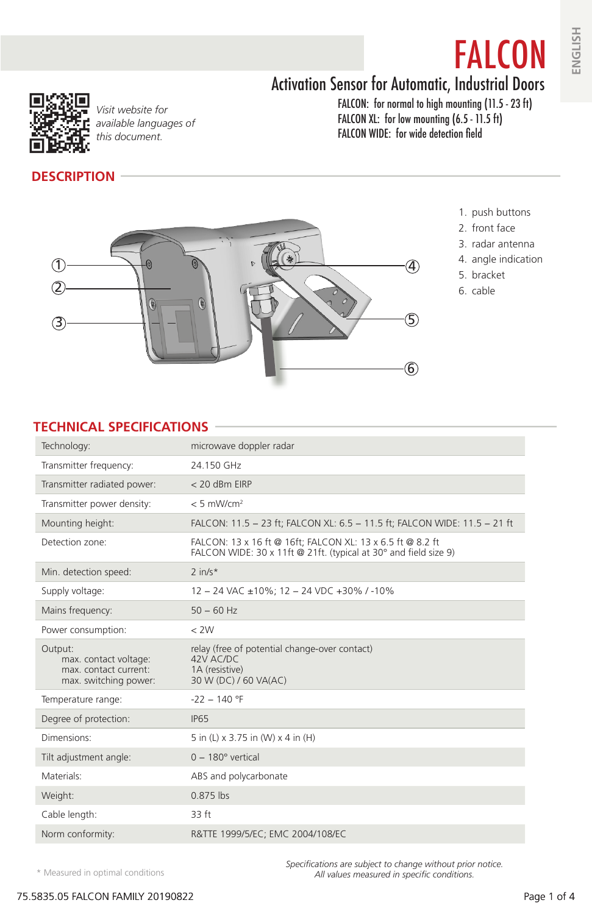ENGLISH

# FALCON

## Activation Sensor for Automatic, Industrial Doors

FALCON: for normal to high mounting (11.5 - 23 ft)
FALCON XL: for low mounting (6.5 - 11.5 ft)
FALCON WIDE: for wide detection field

*Visit website for available languages of this document.*

## DESCRIPTION

1. push buttons
2. front face
3. radar antenna
4. angle indication
5. bracket
6. cable

## TECHNICAL SPECIFICATIONS

| | |
|---|---|
| Technology: | microwave doppler radar |
| Transmitter frequency: | 24.150 GHz |
| Transmitter radiated power: | < 20 dBm EIRP |
| Transmitter power density: | < 5 mW/cm² |
| Mounting height: | FALCON: 11.5 – 23 ft; FALCON XL: 6.5 – 11.5 ft; FALCON WIDE: 11.5 – 21 ft |
| Detection zone: | FALCON: 13 x 16 ft @ 16ft; FALCON XL: 13 x 6.5 ft @ 8.2 ft<br>FALCON WIDE: 30 x 11ft @ 21ft. (typical at 30° and field size 9) |
| Min. detection speed: | 2 in/s* |
| Supply voltage: | 12 – 24 VAC ±10%; 12 – 24 VDC +30% / -10% |
| Mains frequency: | 50 – 60 Hz |
| Power consumption: | < 2W |
| Output:<br>max. contact voltage:<br>max. contact current:<br>max. switching power: | relay (free of potential change-over contact)<br>42V AC/DC<br>1A (resistive)<br>30 W (DC) / 60 VA(AC) |
| Temperature range: | -22 – 140 °F |
| Degree of protection: | IP65 |
| Dimensions: | 5 in (L) x 3.75 in (W) x 4 in (H) |
| Tilt adjustment angle: | 0 – 180° vertical |
| Materials: | ABS and polycarbonate |
| Weight: | 0.875 lbs |
| Cable length: | 33 ft |
| Norm conformity: | R&TTE 1999/5/EC; EMC 2004/108/EC |

\* Measured in optimal conditions

*Specifications are subject to change without prior notice.*
*All values measured in specific conditions.*

75.5835.05 FALCON FAMILY 20190822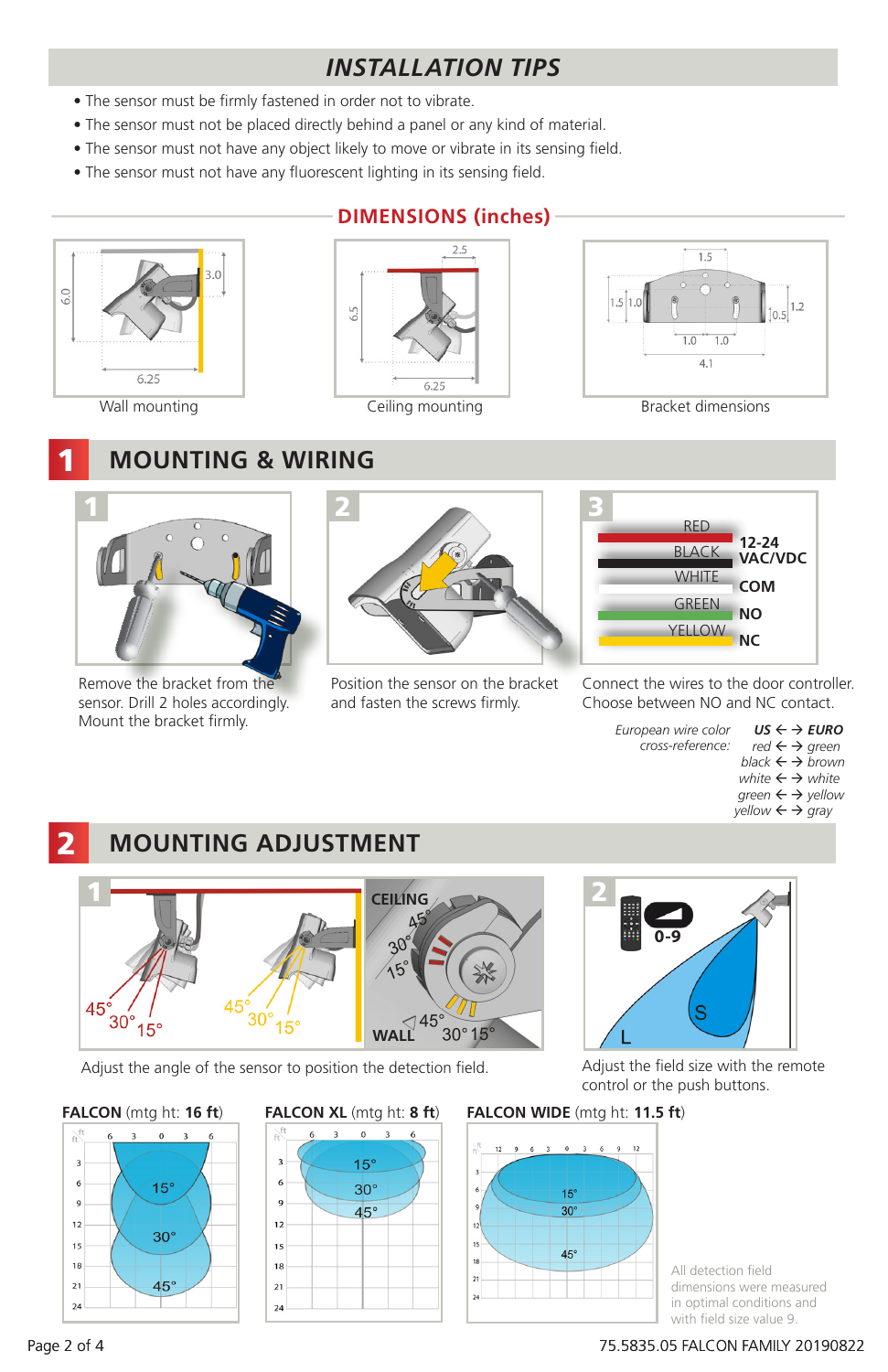# INSTALLATION TIPS

- The sensor must be firmly fastened in order not to vibrate.
- The sensor must not be placed directly behind a panel or any kind of material.
- The sensor must not have any object likely to move or vibrate in its sensing field.
- The sensor must not have any fluorescent lighting in its sensing field.

## DIMENSIONS (inches)

Wall mounting

Ceiling mounting

Bracket dimensions

# 1 MOUNTING & WIRING

**1** Remove the bracket from the sensor. Drill 2 holes accordingly. Mount the bracket firmly.

**2** Position the sensor on the bracket and fasten the screws firmly.

**3**

| Wire | Function |
|---|---|
| RED | 12-24 VAC/VDC |
| BLACK | 12-24 VAC/VDC |
| WHITE | COM |
| GREEN | NO |
| YELLOW | NC |

Connect the wires to the door controller. Choose between NO and NC contact.

*European wire color cross-reference:*

| US | EURO |
|---|---|
| red | green |
| black | brown |
| white | white |
| green | yellow |
| yellow | gray |

# 2 MOUNTING ADJUSTMENT

**1** Adjust the angle of the sensor to position the detection field.

**2** Adjust the field size with the remote control or the push buttons.

**FALCON** (mtg ht: **16 ft**)

**FALCON XL** (mtg ht: **8 ft**)

**FALCON WIDE** (mtg ht: **11.5 ft**)

All detection field dimensions were measured in optimal conditions and with field size value 9.

75.5835.05 FALCON FAMILY 20190822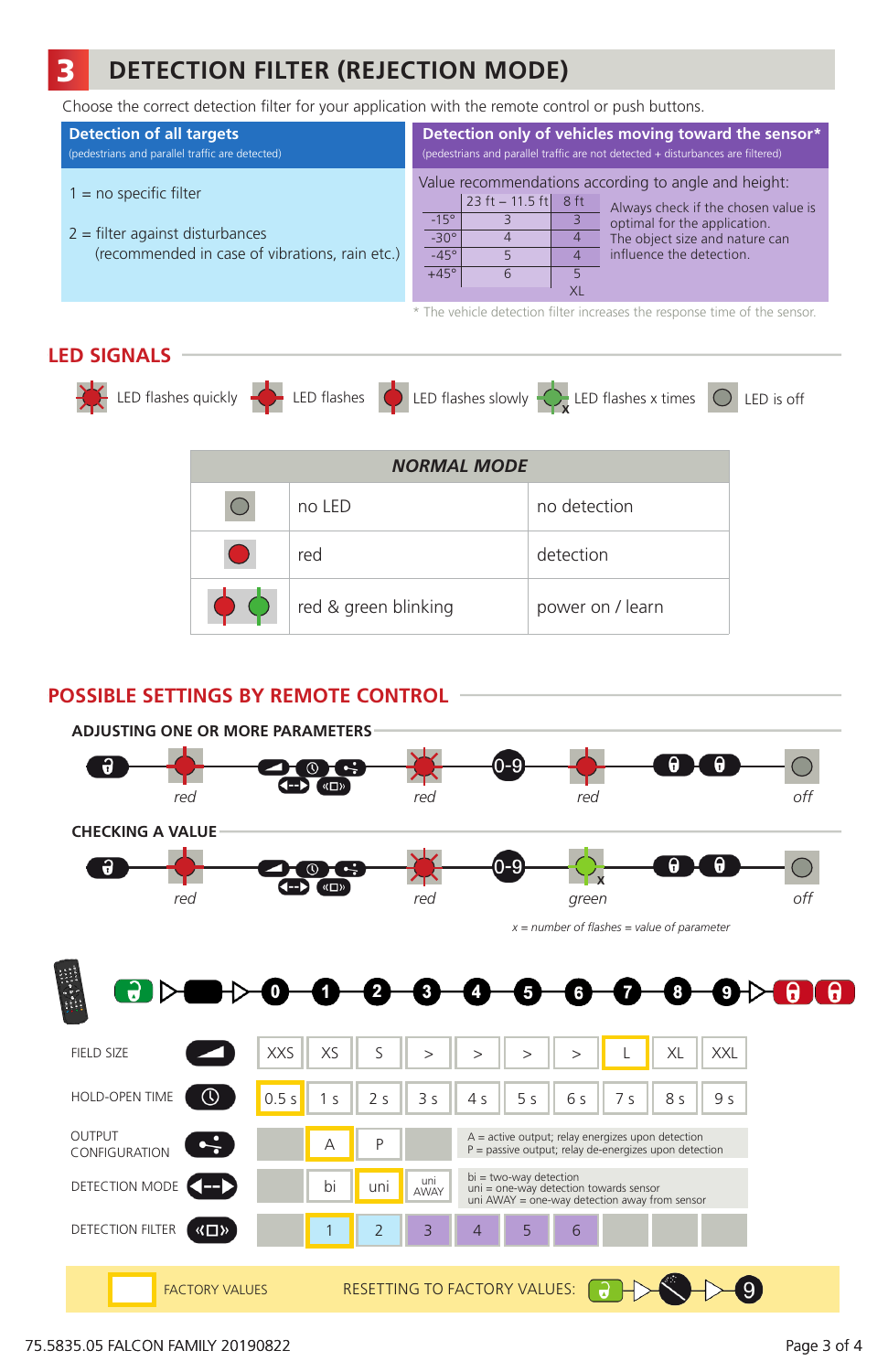# 3 DETECTION FILTER (REJECTION MODE)

Choose the correct detection filter for your application with the remote control or push buttons.

**Detection of all targets**
(pedestrians and parallel traffic are detected)

1 = no specific filter

2 = filter against disturbances
(recommended in case of vibrations, rain etc.)

**Detection only of vehicles moving toward the sensor***
(pedestrians and parallel traffic are not detected + disturbances are filtered)

Value recommendations according to angle and height:

| | 23 ft – 11.5 ft | 8 ft |
|---|---|---|
| -15° | 3 | 3 |
| -30° | 4 | 4 |
| -45° | 5 | 4 |
| +45° | 6 | 5 XL |

Always check if the chosen value is optimal for the application. The object size and nature can influence the detection.

* The vehicle detection filter increases the response time of the sensor.

## LED SIGNALS

LED flashes quickly | LED flashes | LED flashes slowly | LED flashes x times | LED is off

| NORMAL MODE | | |
|---|---|---|
| | no LED | no detection |
| | red | detection |
| | red & green blinking | power on / learn |

## POSSIBLE SETTINGS BY REMOTE CONTROL

### ADJUSTING ONE OR MORE PARAMETERS

red → red → 0-9 → red → off

### CHECKING A VALUE

red → red → 0-9 → green x → off

*x = number of flashes = value of parameter*

| | 0 | 1 | 2 | 3 | 4 | 5 | 6 | 7 | 8 | 9 |
|---|---|---|---|---|---|---|---|---|---|---|
| FIELD SIZE | XXS | XS | S | > | > | > | > | L | XL | XXL |
| HOLD-OPEN TIME | 0.5 s | 1 s | 2 s | 3 s | 4 s | 5 s | 6 s | 7 s | 8 s | 9 s |
| OUTPUT CONFIGURATION | | A | P | | A = active output; relay energizes upon detection<br>P = passive output; relay de-energizes upon detection | | | | | |
| DETECTION MODE | | bi | uni | uni AWAY | bi = two-way detection<br>uni = one-way detection towards sensor<br>uni AWAY = one-way detection away from sensor | | | | | |
| DETECTION FILTER | | 1 | 2 | 3 | 4 | 5 | 6 | | | |

FACTORY VALUES (highlighted): L, 0.5 s, A, uni, 1

RESETTING TO FACTORY VALUES: → → 9

75.5835.05 FALCON FAMILY 20190822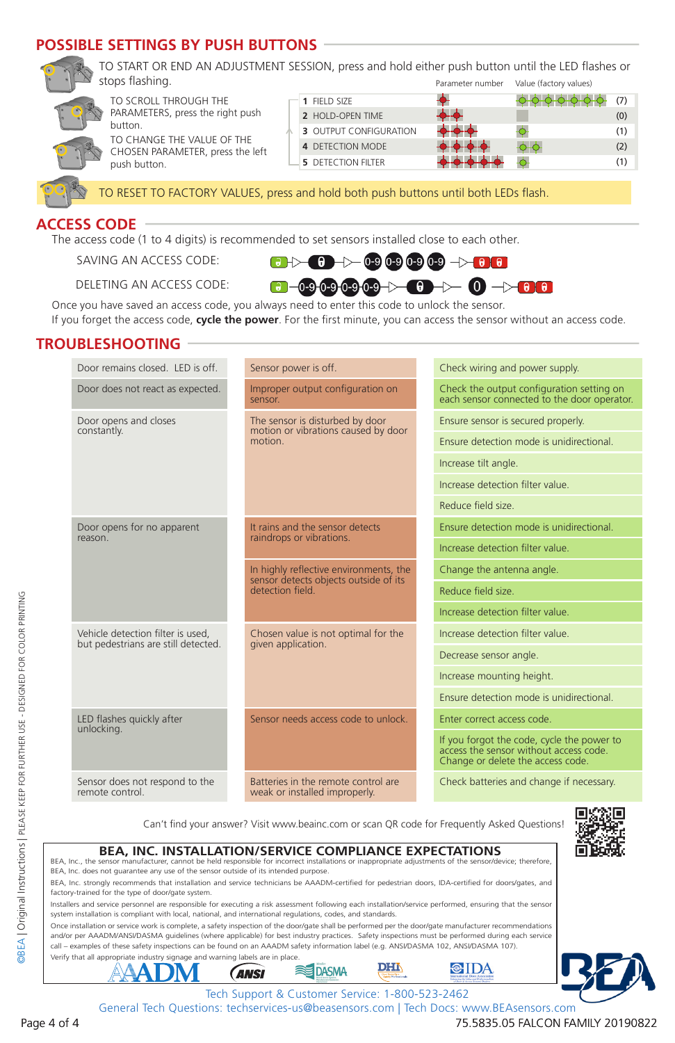## POSSIBLE SETTINGS BY PUSH BUTTONS

TO START OR END AN ADJUSTMENT SESSION, press and hold either push button until the LED flashes or stops flashing.

TO SCROLL THROUGH THE PARAMETERS, press the right push button.

TO CHANGE THE VALUE OF THE CHOSEN PARAMETER, press the left push button.

| | Parameter number | Value (factory values) |
|---|---|---|
| 1 FIELD SIZE | | (7) |
| 2 HOLD-OPEN TIME | | (0) |
| 3 OUTPUT CONFIGURATION | | (1) |
| 4 DETECTION MODE | | (2) |
| 5 DETECTION FILTER | | (1) |

TO RESET TO FACTORY VALUES, press and hold both push buttons until both LEDs flash.

## ACCESS CODE

The access code (1 to 4 digits) is recommended to set sensors installed close to each other.

SAVING AN ACCESS CODE: 0-9 0-9 0-9 0-9

DELETING AN ACCESS CODE: 0-9 0-9 0-9 0-9 0

Once you have saved an access code, you always need to enter this code to unlock the sensor.
If you forget the access code, **cycle the power**. For the first minute, you can access the sensor without an access code.

## TROUBLESHOOTING

| | | |
|---|---|---|
| Door remains closed. LED is off. | Sensor power is off. | Check wiring and power supply. |
| Door does not react as expected. | Improper output configuration on sensor. | Check the output configuration setting on each sensor connected to the door operator. |
| Door opens and closes constantly. | The sensor is disturbed by door motion or vibrations caused by door motion. | Ensure sensor is secured properly. |
| | | Ensure detection mode is unidirectional. |
| | | Increase tilt angle. |
| | | Increase detection filter value. |
| | | Reduce field size. |
| Door opens for no apparent reason. | It rains and the sensor detects raindrops or vibrations. | Ensure detection mode is unidirectional. |
| | | Increase detection filter value. |
| | In highly reflective environments, the sensor detects objects outside of its detection field. | Change the antenna angle. |
| | | Reduce field size. |
| | | Increase detection filter value. |
| Vehicle detection filter is used, but pedestrians are still detected. | Chosen value is not optimal for the given application. | Increase detection filter value. |
| | | Decrease sensor angle. |
| | | Increase mounting height. |
| | | Ensure detection mode is unidirectional. |
| LED flashes quickly after unlocking. | Sensor needs access code to unlock. | Enter correct access code. |
| | | If you forgot the code, cycle the power to access the sensor without access code. Change or delete the access code. |
| Sensor does not respond to the remote control. | Batteries in the remote control are weak or installed improperly. | Check batteries and change if necessary. |

Can't find your answer? Visit www.beainc.com or scan QR code for Frequently Asked Questions!

### BEA, INC. INSTALLATION/SERVICE COMPLIANCE EXPECTATIONS

BEA, Inc., the sensor manufacturer, cannot be held responsible for incorrect installations or inappropriate adjustments of the sensor/device; therefore, BEA, Inc. does not guarantee any use of the sensor outside of its intended purpose.

BEA, Inc. strongly recommends that installation and service technicians be AAADM-certified for pedestrian doors, IDA-certified for doors/gates, and factory-trained for the type of door/gate system.

Installers and service personnel are responsible for executing a risk assessment following each installation/service performed, ensuring that the sensor system installation is compliant with local, national, and international regulations, codes, and standards.

Once installation or service work is complete, a safety inspection of the door/gate shall be performed per the door/gate manufacturer recommendations and/or per AAADM/ANSI/DASMA guidelines (where applicable) for best industry practices. Safety inspections must be performed during each service call – examples of these safety inspections can be found on an AAADM safety information label (e.g. ANSI/DASMA 102, ANSI/DASMA 107).

Verify that all appropriate industry signage and warning labels are in place.

AAADM ANSI DASMA DHI IDA

©BEA | Original Instructions | PLEASE KEEP FOR FURTHER USE - DESIGNED FOR COLOR PRINTING

Tech Support & Customer Service: 1-800-523-2462
General Tech Questions: techservices-us@beasensors.com | Tech Docs: www.BEAsensors.com

75.5835.05 FALCON FAMILY 20190822